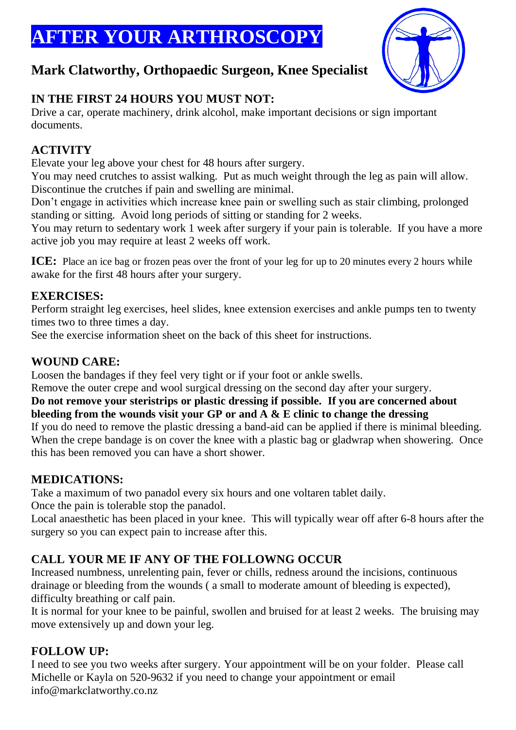# AFTER YOUR ARTHROSCOPY

## Mark Clatworthy, Orthopaedic Surgeon, Knee Specialist

### IN THE FIRST 24 HOURS YOU MUST NOT:

Drive a car, operate machinery, drink alcohol, make important decisions or sign important documents.

### ACTIVITY

Elevate your leg above your chest for 48 hours after surgery.
You may need crutches to assist walking. Put as much weight through the leg as pain will allow. Discontinue the crutches if pain and swelling are minimal.
Don't engage in activities which increase knee pain or swelling such as stair climbing, prolonged standing or sitting. Avoid long periods of sitting or standing for 2 weeks.
You may return to sedentary work 1 week after surgery if your pain is tolerable. If you have a more active job you may require at least 2 weeks off work.

**ICE:** Place an ice bag or frozen peas over the front of your leg for up to 20 minutes every 2 hours while awake for the first 48 hours after your surgery.

### EXERCISES:

Perform straight leg exercises, heel slides, knee extension exercises and ankle pumps ten to twenty times two to three times a day.
See the exercise information sheet on the back of this sheet for instructions.

### WOUND CARE:

Loosen the bandages if they feel very tight or if your foot or ankle swells.
Remove the outer crepe and wool surgical dressing on the second day after your surgery.
**Do not remove your steristrips or plastic dressing if possible. If you are concerned about bleeding from the wounds visit your GP or and A & E clinic to change the dressing**
If you do need to remove the plastic dressing a band-aid can be applied if there is minimal bleeding. When the crepe bandage is on cover the knee with a plastic bag or gladwrap when showering. Once this has been removed you can have a short shower.

### MEDICATIONS:

Take a maximum of two panadol every six hours and one voltaren tablet daily.
Once the pain is tolerable stop the panadol.
Local anaesthetic has been placed in your knee. This will typically wear off after 6-8 hours after the surgery so you can expect pain to increase after this.

### CALL YOUR ME IF ANY OF THE FOLLOWNG OCCUR

Increased numbness, unrelenting pain, fever or chills, redness around the incisions, continuous drainage or bleeding from the wounds ( a small to moderate amount of bleeding is expected), difficulty breathing or calf pain.
It is normal for your knee to be painful, swollen and bruised for at least 2 weeks. The bruising may move extensively up and down your leg.

### FOLLOW UP:

I need to see you two weeks after surgery. Your appointment will be on your folder. Please call Michelle or Kayla on 520-9632 if you need to change your appointment or email info@markclatworthy.co.nz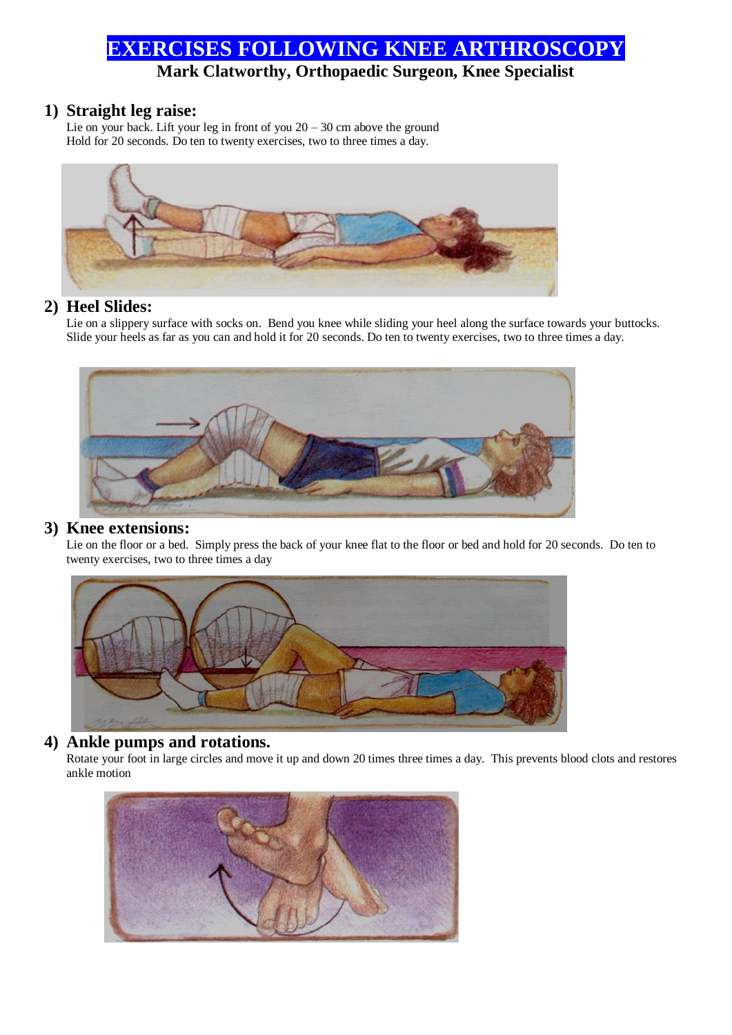# EXERCISES FOLLOWING KNEE ARTHROSCOPY

**Mark Clatworthy, Orthopaedic Surgeon, Knee Specialist**

## 1) Straight leg raise:

Lie on your back. Lift your leg in front of you 20 – 30 cm above the ground
Hold for 20 seconds. Do ten to twenty exercises, two to three times a day.

## 2) Heel Slides:

Lie on a slippery surface with socks on. Bend you knee while sliding your heel along the surface towards your buttocks. Slide your heels as far as you can and hold it for 20 seconds. Do ten to twenty exercises, two to three times a day.

## 3) Knee extensions:

Lie on the floor or a bed. Simply press the back of your knee flat to the floor or bed and hold for 20 seconds. Do ten to twenty exercises, two to three times a day

## 4) Ankle pumps and rotations.

Rotate your foot in large circles and move it up and down 20 times three times a day. This prevents blood clots and restores ankle motion